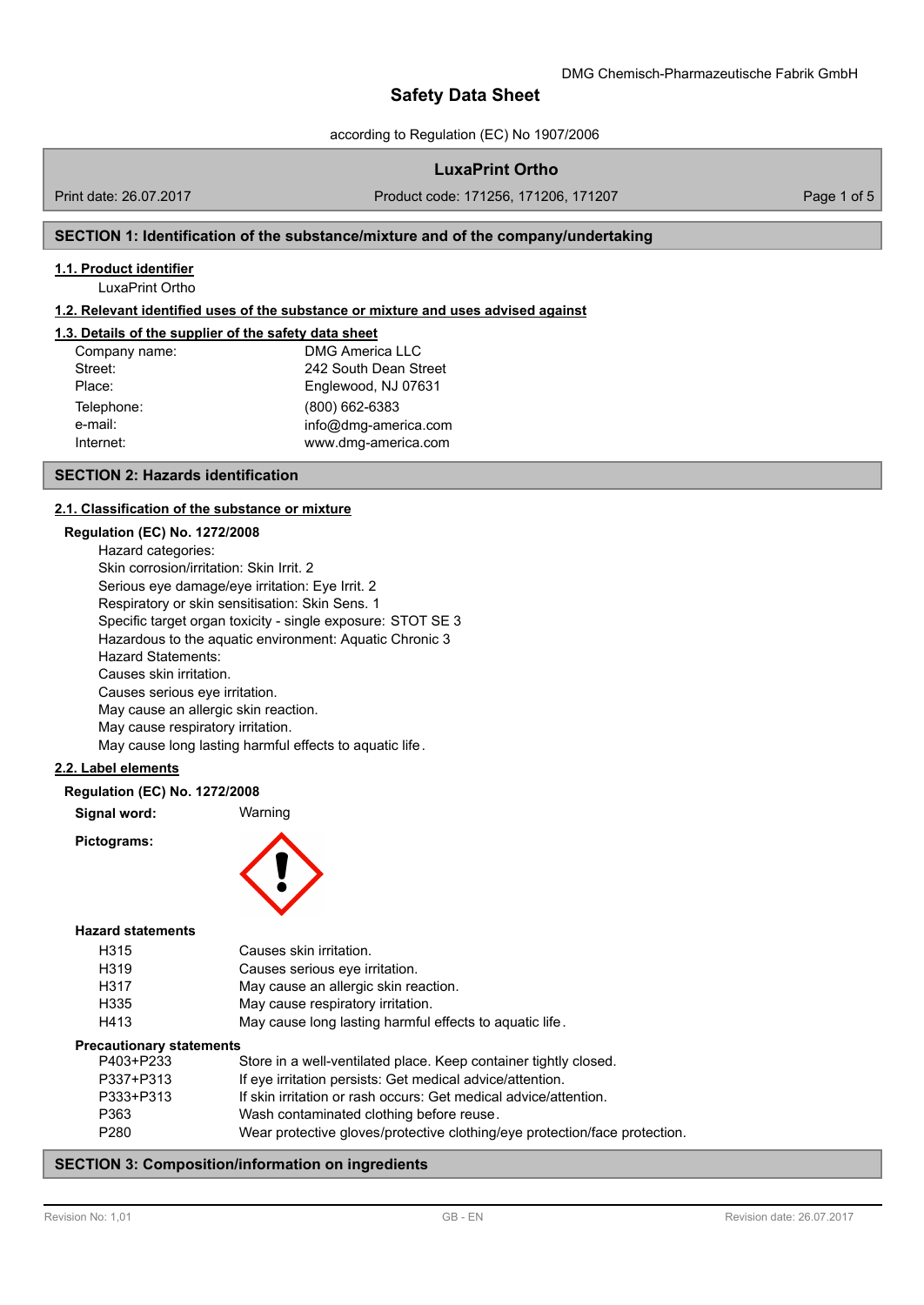DMG Chemisch-Pharmazeutische Fabrik GmbH

# Safety Data Sheet

according to Regulation (EC) No 1907/2006

**LuxaPrint Ortho**

Print date: 26.07.2017 Product code: 171256, 171206, 171207

## SECTION 1: Identification of the substance/mixture and of the company/undertaking

### 1.1. Product identifier

LuxaPrint Ortho

### 1.2. Relevant identified uses of the substance or mixture and uses advised against

### 1.3. Details of the supplier of the safety data sheet

| | |
|---|---|
| Company name: | DMG America LLC |
| Street: | 242 South Dean Street |
| Place: | Englewood, NJ 07631 |
| Telephone: | (800) 662-6383 |
| e-mail: | info@dmg-america.com |
| Internet: | www.dmg-america.com |

## SECTION 2: Hazards identification

### 2.1. Classification of the substance or mixture

**Regulation (EC) No. 1272/2008**

Hazard categories:
Skin corrosion/irritation: Skin Irrit. 2
Serious eye damage/eye irritation: Eye Irrit. 2
Respiratory or skin sensitisation: Skin Sens. 1
Specific target organ toxicity - single exposure: STOT SE 3
Hazardous to the aquatic environment: Aquatic Chronic 3
Hazard Statements:
Causes skin irritation.
Causes serious eye irritation.
May cause an allergic skin reaction.
May cause respiratory irritation.
May cause long lasting harmful effects to aquatic life.

### 2.2. Label elements

**Regulation (EC) No. 1272/2008**

**Signal word:** Warning

**Pictograms:**

**Hazard statements**

| | |
|---|---|
| H315 | Causes skin irritation. |
| H319 | Causes serious eye irritation. |
| H317 | May cause an allergic skin reaction. |
| H335 | May cause respiratory irritation. |
| H413 | May cause long lasting harmful effects to aquatic life. |

**Precautionary statements**

| | |
|---|---|
| P403+P233 | Store in a well-ventilated place. Keep container tightly closed. |
| P337+P313 | If eye irritation persists: Get medical advice/attention. |
| P333+P313 | If skin irritation or rash occurs: Get medical advice/attention. |
| P363 | Wash contaminated clothing before reuse. |
| P280 | Wear protective gloves/protective clothing/eye protection/face protection. |

## SECTION 3: Composition/information on ingredients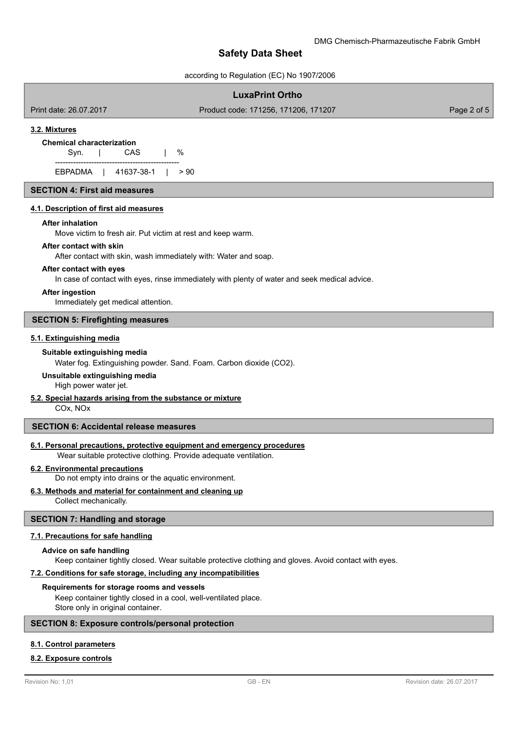### 3.2. Mixtures

**Chemical characterization**

| Syn. | CAS | % |
|---|---|---|
| EBPADMA | 41637-38-1 | > 90 |

## SECTION 4: First aid measures

### 4.1. Description of first aid measures

**After inhalation**

Move victim to fresh air. Put victim at rest and keep warm.

**After contact with skin**

After contact with skin, wash immediately with: Water and soap.

**After contact with eyes**

In case of contact with eyes, rinse immediately with plenty of water and seek medical advice.

**After ingestion**

Immediately get medical attention.

## SECTION 5: Firefighting measures

### 5.1. Extinguishing media

**Suitable extinguishing media**

Water fog. Extinguishing powder. Sand. Foam. Carbon dioxide ($CO_2$).

**Unsuitable extinguishing media**

High power water jet.

### 5.2. Special hazards arising from the substance or mixture

$CO_x$, $NO_x$

## SECTION 6: Accidental release measures

### 6.1. Personal precautions, protective equipment and emergency procedures

Wear suitable protective clothing. Provide adequate ventilation.

### 6.2. Environmental precautions

Do not empty into drains or the aquatic environment.

### 6.3. Methods and material for containment and cleaning up

Collect mechanically.

## SECTION 7: Handling and storage

### 7.1. Precautions for safe handling

**Advice on safe handling**

Keep container tightly closed. Wear suitable protective clothing and gloves. Avoid contact with eyes.

### 7.2. Conditions for safe storage, including any incompatibilities

**Requirements for storage rooms and vessels**

Keep container tightly closed in a cool, well-ventilated place.
Store only in original container.

## SECTION 8: Exposure controls/personal protection

### 8.1. Control parameters

### 8.2. Exposure controls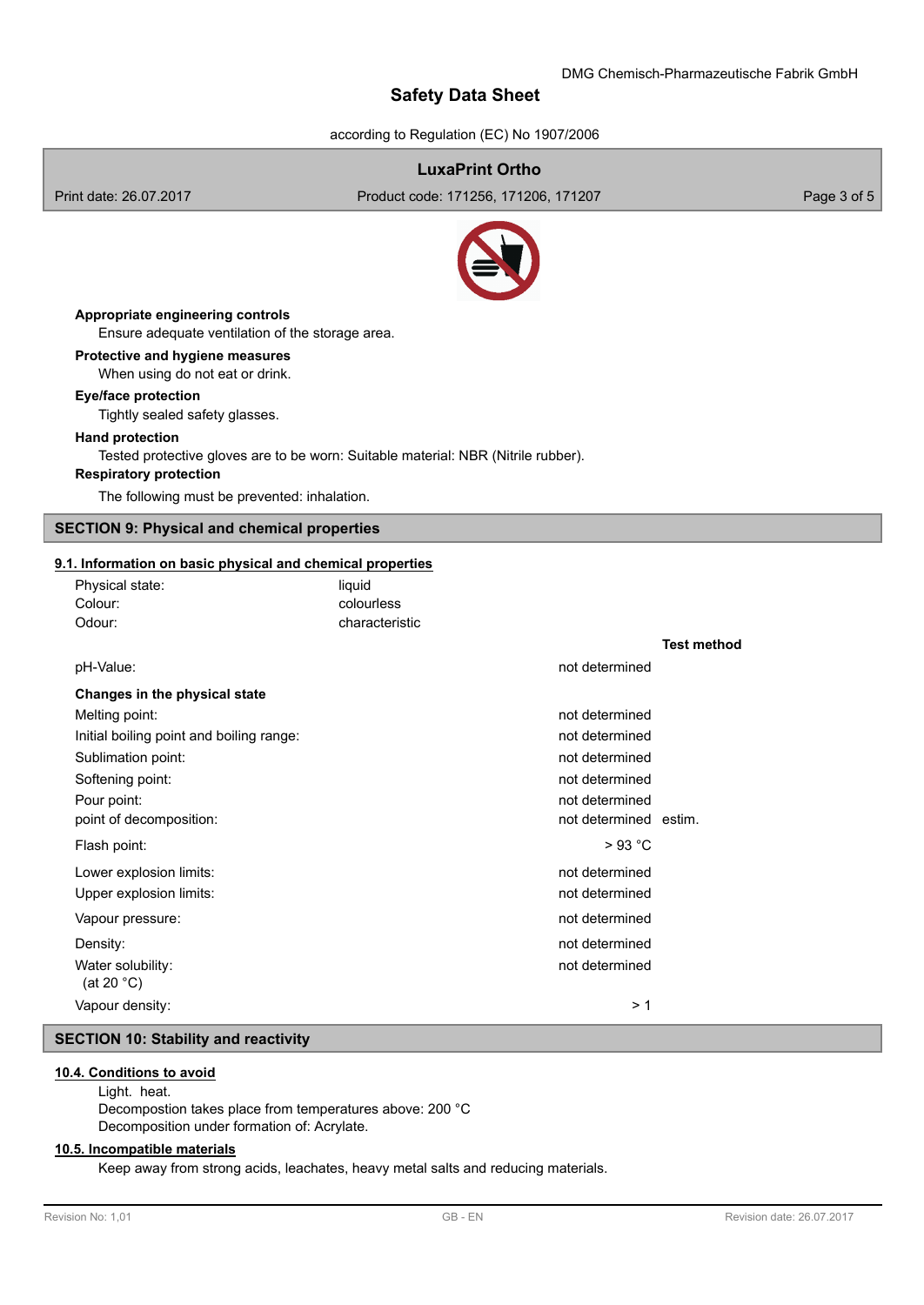**Appropriate engineering controls**

Ensure adequate ventilation of the storage area.

**Protective and hygiene measures**

When using do not eat or drink.

**Eye/face protection**

Tightly sealed safety glasses.

**Hand protection**

Tested protective gloves are to be worn: Suitable material: NBR (Nitrile rubber).

**Respiratory protection**

The following must be prevented: inhalation.

## SECTION 9: Physical and chemical properties

### 9.1. Information on basic physical and chemical properties

| | |
|---|---|
| Physical state: | liquid |
| Colour: | colourless |
| Odour: | characteristic |

| | | Test method |
|---|---|---|
| pH-Value: | not determined | |
| **Changes in the physical state** | | |
| Melting point: | not determined | |
| Initial boiling point and boiling range: | not determined | |
| Sublimation point: | not determined | |
| Softening point: | not determined | |
| Pour point: | not determined | |
| point of decomposition: | not determined | estim. |
| Flash point: | > 93 °C | |
| Lower explosion limits: | not determined | |
| Upper explosion limits: | not determined | |
| Vapour pressure: | not determined | |
| Density: | not determined | |
| Water solubility: (at 20 °C) | not determined | |
| Vapour density: | > 1 | |

## SECTION 10: Stability and reactivity

### 10.4. Conditions to avoid

Light. heat.
Decompostion takes place from temperatures above: 200 °C
Decomposition under formation of: Acrylate.

### 10.5. Incompatible materials

Keep away from strong acids, leachates, heavy metal salts and reducing materials.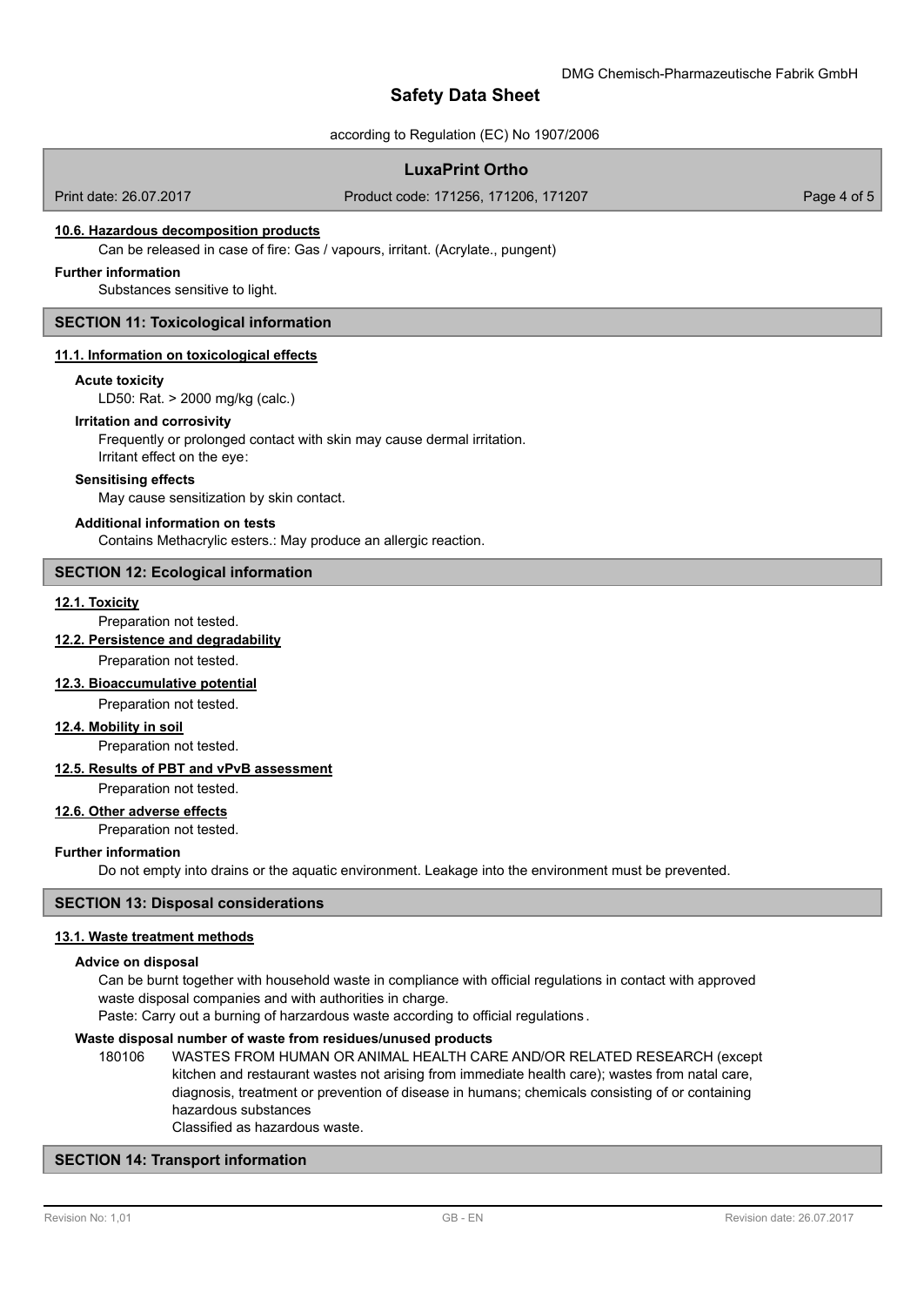#### 10.6. Hazardous decomposition products

Can be released in case of fire: Gas / vapours, irritant. (Acrylate., pungent)

**Further information**

Substances sensitive to light.

## SECTION 11: Toxicological information

#### 11.1. Information on toxicological effects

**Acute toxicity**

LD50: Rat. > 2000 mg/kg (calc.)

**Irritation and corrosivity**

Frequently or prolonged contact with skin may cause dermal irritation.
Irritant effect on the eye:

**Sensitising effects**

May cause sensitization by skin contact.

**Additional information on tests**

Contains Methacrylic esters.: May produce an allergic reaction.

## SECTION 12: Ecological information

#### 12.1. Toxicity

Preparation not tested.

#### 12.2. Persistence and degradability

Preparation not tested.

#### 12.3. Bioaccumulative potential

Preparation not tested.

#### 12.4. Mobility in soil

Preparation not tested.

#### 12.5. Results of PBT and vPvB assessment

Preparation not tested.

#### 12.6. Other adverse effects

Preparation not tested.

**Further information**

Do not empty into drains or the aquatic environment. Leakage into the environment must be prevented.

## SECTION 13: Disposal considerations

#### 13.1. Waste treatment methods

**Advice on disposal**

Can be burnt together with household waste in compliance with official regulations in contact with approved waste disposal companies and with authorities in charge.
Paste: Carry out a burning of harzardous waste according to official regulations.

**Waste disposal number of waste from residues/unused products**

180106 WASTES FROM HUMAN OR ANIMAL HEALTH CARE AND/OR RELATED RESEARCH (except kitchen and restaurant wastes not arising from immediate health care); wastes from natal care, diagnosis, treatment or prevention of disease in humans; chemicals consisting of or containing hazardous substances
Classified as hazardous waste.

## SECTION 14: Transport information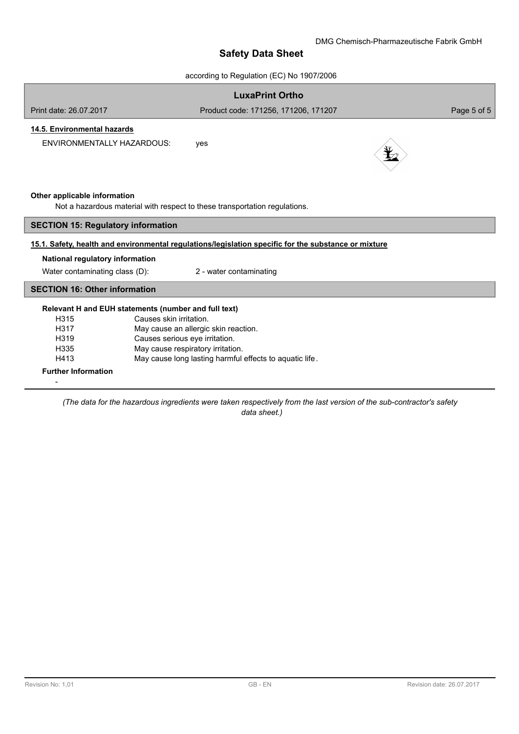#### 14.5. Environmental hazards

ENVIRONMENTALLY HAZARDOUS: yes

**Other applicable information**

Not a hazardous material with respect to these transportation regulations.

## SECTION 15: Regulatory information

#### 15.1. Safety, health and environmental regulations/legislation specific for the substance or mixture

**National regulatory information**

Water contaminating class (D): 2 - water contaminating

## SECTION 16: Other information

**Relevant H and EUH statements (number and full text)**

| | |
|---|---|
| H315 | Causes skin irritation. |
| H317 | May cause an allergic skin reaction. |
| H319 | Causes serious eye irritation. |
| H335 | May cause respiratory irritation. |
| H413 | May cause long lasting harmful effects to aquatic life. |

**Further Information**

-

*(The data for the hazardous ingredients were taken respectively from the last version of the sub-contractor's safety data sheet.)*